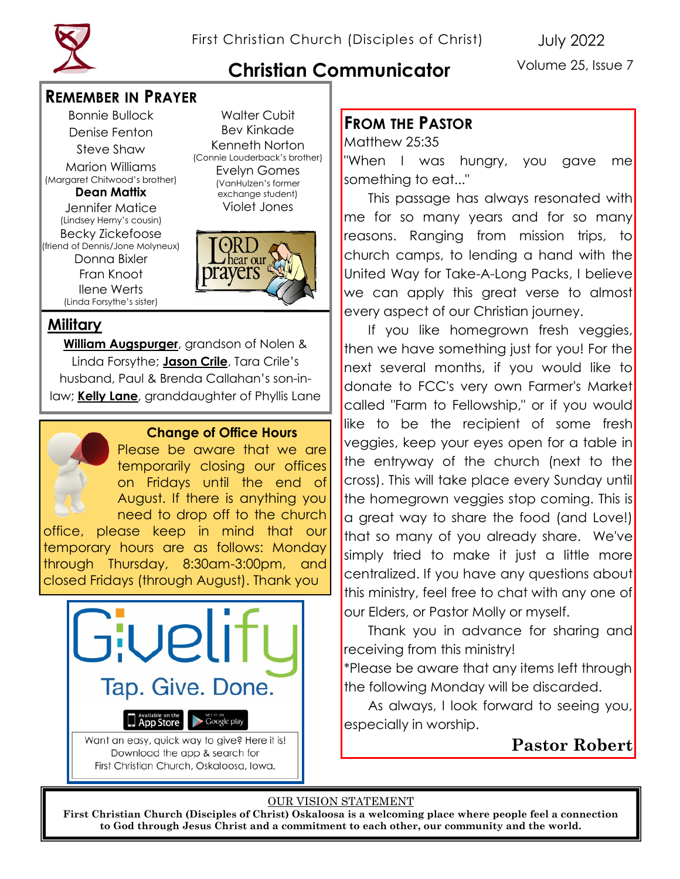First Christian Church (Disciples of Christ)

July 2022

# Christian Communicator

Volume 25, Issue 7

## Remember in Prayer

Bonnie Bullock
Denise Fenton
Steve Shaw
Marion Williams
(Margaret Chitwood's brother)
**Dean Mattix**
Jennifer Matice
(Lindsey Herny's cousin)
Becky Zickefoose
(friend of Dennis/Jone Molyneux)
Donna Bixler
Fran Knoot
Ilene Werts
(Linda Forsythe's sister)

Walter Cubit
Bev Kinkade
Kenneth Norton
(Connie Louderback's brother)
Evelyn Gomes
(VanHulzen's former exchange student)
Violet Jones

## Military

**William Augspurger**, grandson of Nolen & Linda Forsythe; **Jason Crile**, Tara Crile's husband, Paul & Brenda Callahan's son-in-law; **Kelly Lane**, granddaughter of Phyllis Lane

## Change of Office Hours

Please be aware that we are temporarily closing our offices on Fridays until the end of August. If there is anything you need to drop off to the church office, please keep in mind that our temporary hours are as follows: Monday through Thursday, 8:30am-3:00pm, and closed Fridays (through August). Thank you

Givelify
Tap. Give. Done.

Want an easy, quick way to give? Here it is! Download the app & search for First Christian Church, Oskaloosa, Iowa.

## From the Pastor

Matthew 25:35
"When I was hungry, you gave me something to eat..."

This passage has always resonated with me for so many years and for so many reasons. Ranging from mission trips, to church camps, to lending a hand with the United Way for Take-A-Long Packs, I believe we can apply this great verse to almost every aspect of our Christian journey.

If you like homegrown fresh veggies, then we have something just for you! For the next several months, if you would like to donate to FCC's very own Farmer's Market called "Farm to Fellowship," or if you would like to be the recipient of some fresh veggies, keep your eyes open for a table in the entryway of the church (next to the cross). This will take place every Sunday until the homegrown veggies stop coming. This is a great way to share the food (and Love!) that so many of you already share. We've simply tried to make it just a little more centralized. If you have any questions about this ministry, feel free to chat with any one of our Elders, or Pastor Molly or myself.

Thank you in advance for sharing and receiving from this ministry!

*Please be aware that any items left through the following Monday will be discarded.

As always, I look forward to seeing you, especially in worship.

**Pastor Robert**

OUR VISION STATEMENT

**First Christian Church (Disciples of Christ) Oskaloosa is a welcoming place where people feel a connection to God through Jesus Christ and a commitment to each other, our community and the world.**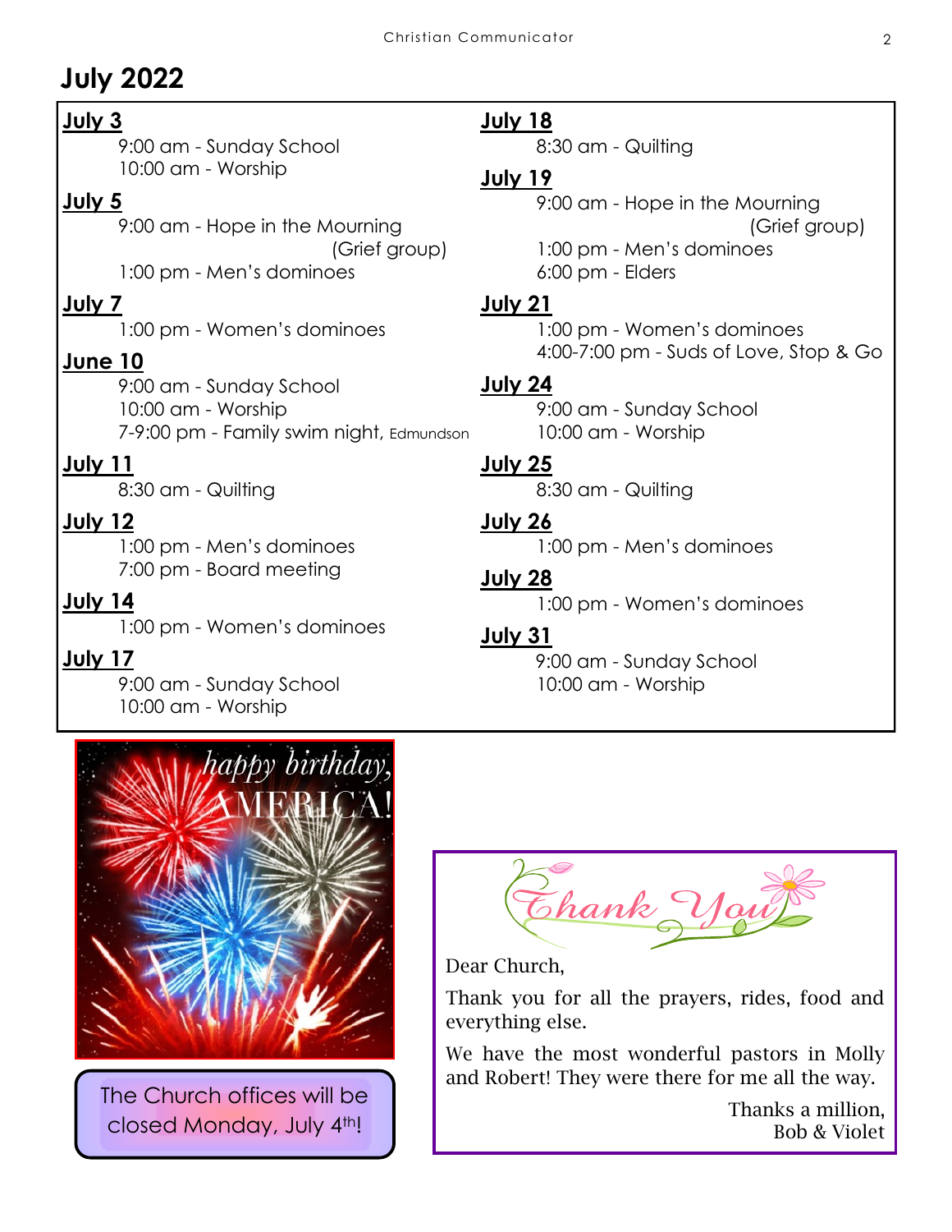## July 2022

**July 3**
9:00 am - Sunday School
10:00 am - Worship

**July 5**
9:00 am - Hope in the Mourning (Grief group)
1:00 pm - Men's dominoes

**July 7**
1:00 pm - Women's dominoes

**June 10**
9:00 am - Sunday School
10:00 am - Worship
7-9:00 pm - Family swim night, Edmundson

**July 11**
8:30 am - Quilting

**July 12**
1:00 pm - Men's dominoes
7:00 pm - Board meeting

**July 14**
1:00 pm - Women's dominoes

**July 17**
9:00 am - Sunday School
10:00 am - Worship

**July 18**
8:30 am - Quilting

**July 19**
9:00 am - Hope in the Mourning (Grief group)
1:00 pm - Men's dominoes
6:00 pm - Elders

**July 21**
1:00 pm - Women's dominoes
4:00-7:00 pm - Suds of Love, Stop & Go

**July 24**
9:00 am - Sunday School
10:00 am - Worship

**July 25**
8:30 am - Quilting

**July 26**
1:00 pm - Men's dominoes

**July 28**
1:00 pm - Women's dominoes

**July 31**
9:00 am - Sunday School
10:00 am - Worship

*happy birthday, AMERICA!*

The Church offices will be closed Monday, July 4th!

*Thank You*

Dear Church,

Thank you for all the prayers, rides, food and everything else.

We have the most wonderful pastors in Molly and Robert! They were there for me all the way.

Thanks a million,
Bob & Violet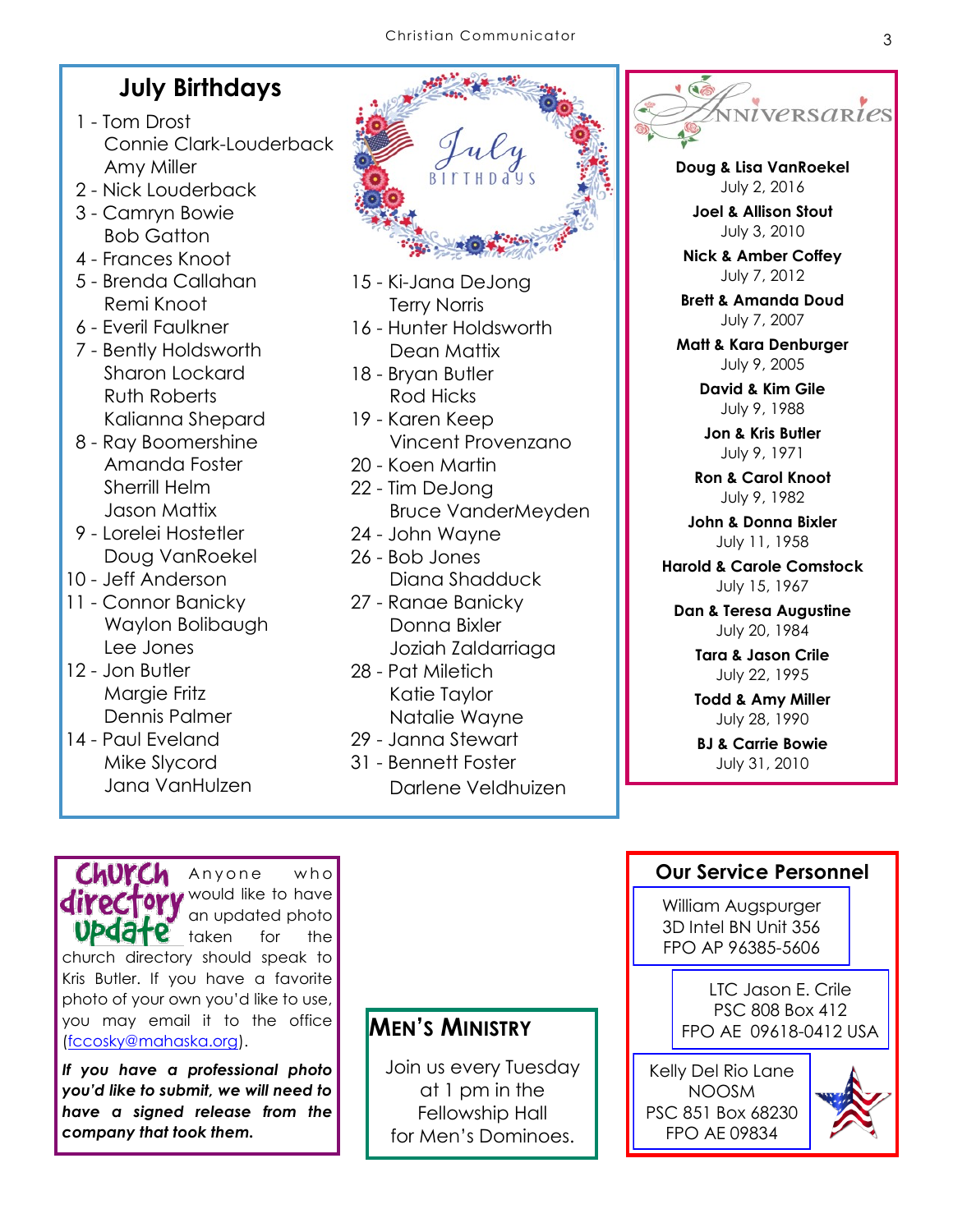## July Birthdays

1 - Tom Drost
Connie Clark-Louderback
Amy Miller
2 - Nick Louderback
3 - Camryn Bowie
Bob Gatton
4 - Frances Knoot
5 - Brenda Callahan
Remi Knoot
6 - Everil Faulkner
7 - Bently Holdsworth
Sharon Lockard
Ruth Roberts
Kalianna Shepard
8 - Ray Boomershine
Amanda Foster
Sherrill Helm
Jason Mattix
9 - Lorelei Hostetler
Doug VanRoekel
10 - Jeff Anderson
11 - Connor Banicky
Waylon Bolibaugh
Lee Jones
12 - Jon Butler
Margie Fritz
Dennis Palmer
14 - Paul Eveland
Mike Slycord
Jana VanHulzen
15 - Ki-Jana DeJong
Terry Norris
16 - Hunter Holdsworth
Dean Mattix
18 - Bryan Butler
Rod Hicks
19 - Karen Keep
Vincent Provenzano
20 - Koen Martin
22 - Tim DeJong
Bruce VanderMeyden
24 - John Wayne
26 - Bob Jones
Diana Shadduck
27 - Ranae Banicky
Donna Bixler
Joziah Zaldarriaga
28 - Pat Miletich
Katie Taylor
Natalie Wayne
29 - Janna Stewart
31 - Bennett Foster
Darlene Veldhuizen

## Anniversaries

**Doug & Lisa VanRoekel**
July 2, 2016

**Joel & Allison Stout**
July 3, 2010

**Nick & Amber Coffey**
July 7, 2012

**Brett & Amanda Doud**
July 7, 2007

**Matt & Kara Denburger**
July 9, 2005

**David & Kim Gile**
July 9, 1988

**Jon & Kris Butler**
July 9, 1971

**Ron & Carol Knoot**
July 9, 1982

**John & Donna Bixler**
July 11, 1958

**Harold & Carole Comstock**
July 15, 1967

**Dan & Teresa Augustine**
July 20, 1984

**Tara & Jason Crile**
July 22, 1995

**Todd & Amy Miller**
July 28, 1990

**BJ & Carrie Bowie**
July 31, 2010

## Church Directory Update

Anyone who would like to have an updated photo taken for the church directory should speak to Kris Butler. If you have a favorite photo of your own you'd like to use, you may email it to the office (fccosky@mahaska.org).

***If you have a professional photo you'd like to submit, we will need to have a signed release from the company that took them.***

## Men's Ministry

Join us every Tuesday at 1 pm in the Fellowship Hall for Men's Dominoes.

## Our Service Personnel

William Augspurger
3D Intel BN Unit 356
FPO AP 96385-5606

LTC Jason E. Crile
PSC 808 Box 412
FPO AE 09618-0412 USA

Kelly Del Rio Lane
NOOSM
PSC 851 Box 68230
FPO AE 09834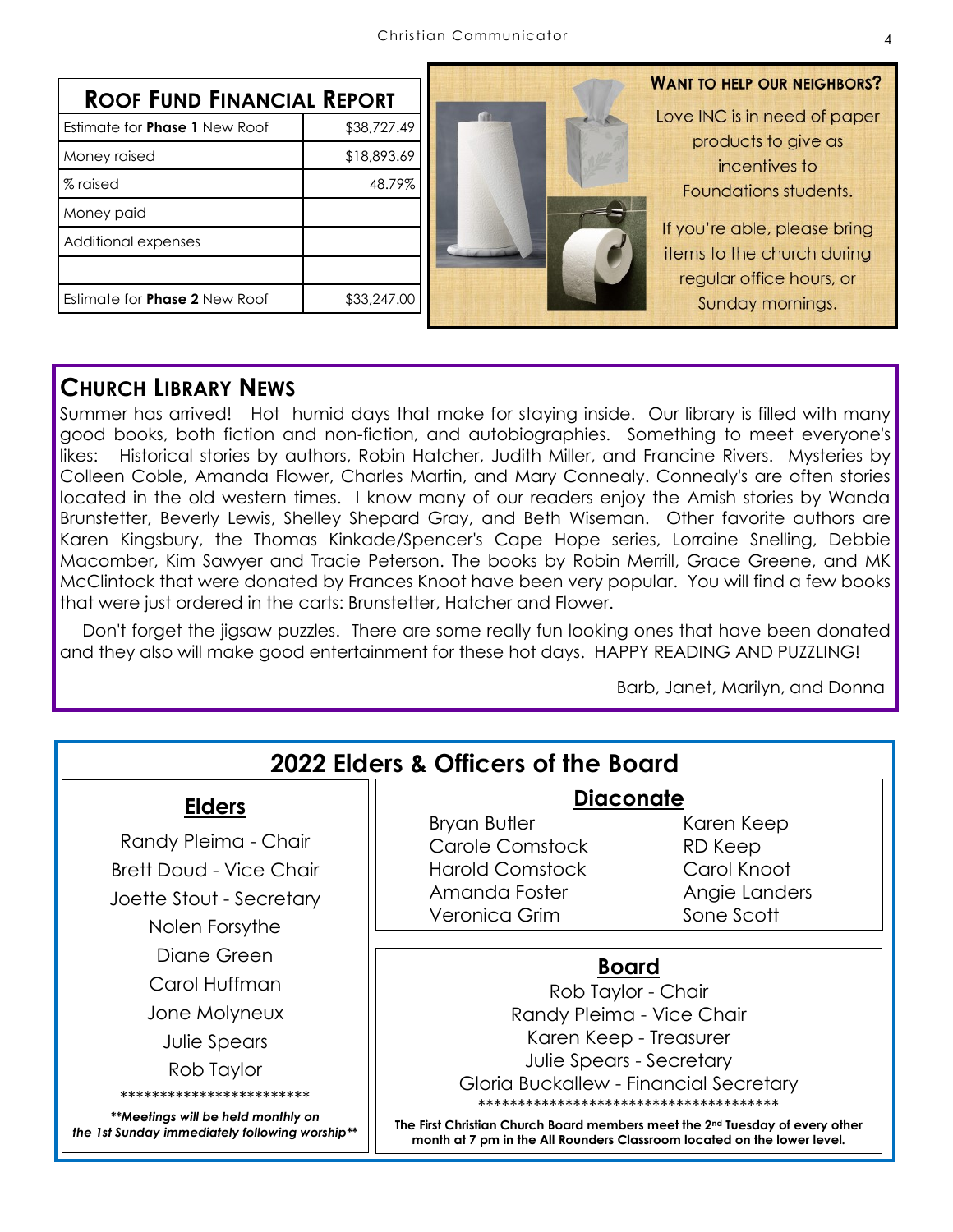## Roof Fund Financial Report

| | |
|---|---|
| Estimate for **Phase 1** New Roof | $38,727.49 |
| Money raised | $18,893.69 |
| % raised | 48.79% |
| Money paid | |
| Additional expenses | |
| | |
| Estimate for **Phase 2** New Roof | $33,247.00 |

### Want to help our neighbors?

Love INC is in need of paper products to give as incentives to Foundations students.

If you're able, please bring items to the church during regular office hours, or Sunday mornings.

## Church Library News

Summer has arrived! Hot humid days that make for staying inside. Our library is filled with many good books, both fiction and non-fiction, and autobiographies. Something to meet everyone's likes: Historical stories by authors, Robin Hatcher, Judith Miller, and Francine Rivers. Mysteries by Colleen Coble, Amanda Flower, Charles Martin, and Mary Connealy. Connealy's are often stories located in the old western times. I know many of our readers enjoy the Amish stories by Wanda Brunstetter, Beverly Lewis, Shelley Shepard Gray, and Beth Wiseman. Other favorite authors are Karen Kingsbury, the Thomas Kinkade/Spencer's Cape Hope series, Lorraine Snelling, Debbie Macomber, Kim Sawyer and Tracie Peterson. The books by Robin Merrill, Grace Greene, and MK McClintock that were donated by Frances Knoot have been very popular. You will find a few books that were just ordered in the carts: Brunstetter, Hatcher and Flower.

Don't forget the jigsaw puzzles. There are some really fun looking ones that have been donated and they also will make good entertainment for these hot days. HAPPY READING AND PUZZLING!

Barb, Janet, Marilyn, and Donna

## 2022 Elders & Officers of the Board

### Elders

Randy Pleima - Chair
Brett Doud - Vice Chair
Joette Stout - Secretary
Nolen Forsythe
Diane Green
Carol Huffman
Jone Molyneux
Julie Spears
Rob Taylor

************************

***Meetings will be held monthly on the 1st Sunday immediately following worship***

### Diaconate

Bryan Butler
Carole Comstock
Harold Comstock
Amanda Foster
Veronica Grim
Karen Keep
RD Keep
Carol Knoot
Angie Landers
Sone Scott

### Board

Rob Taylor - Chair
Randy Pleima - Vice Chair
Karen Keep - Treasurer
Julie Spears - Secretary
Gloria Buckallew - Financial Secretary

**************************************

**The First Christian Church Board members meet the 2nd Tuesday of every other month at 7 pm in the All Rounders Classroom located on the lower level.**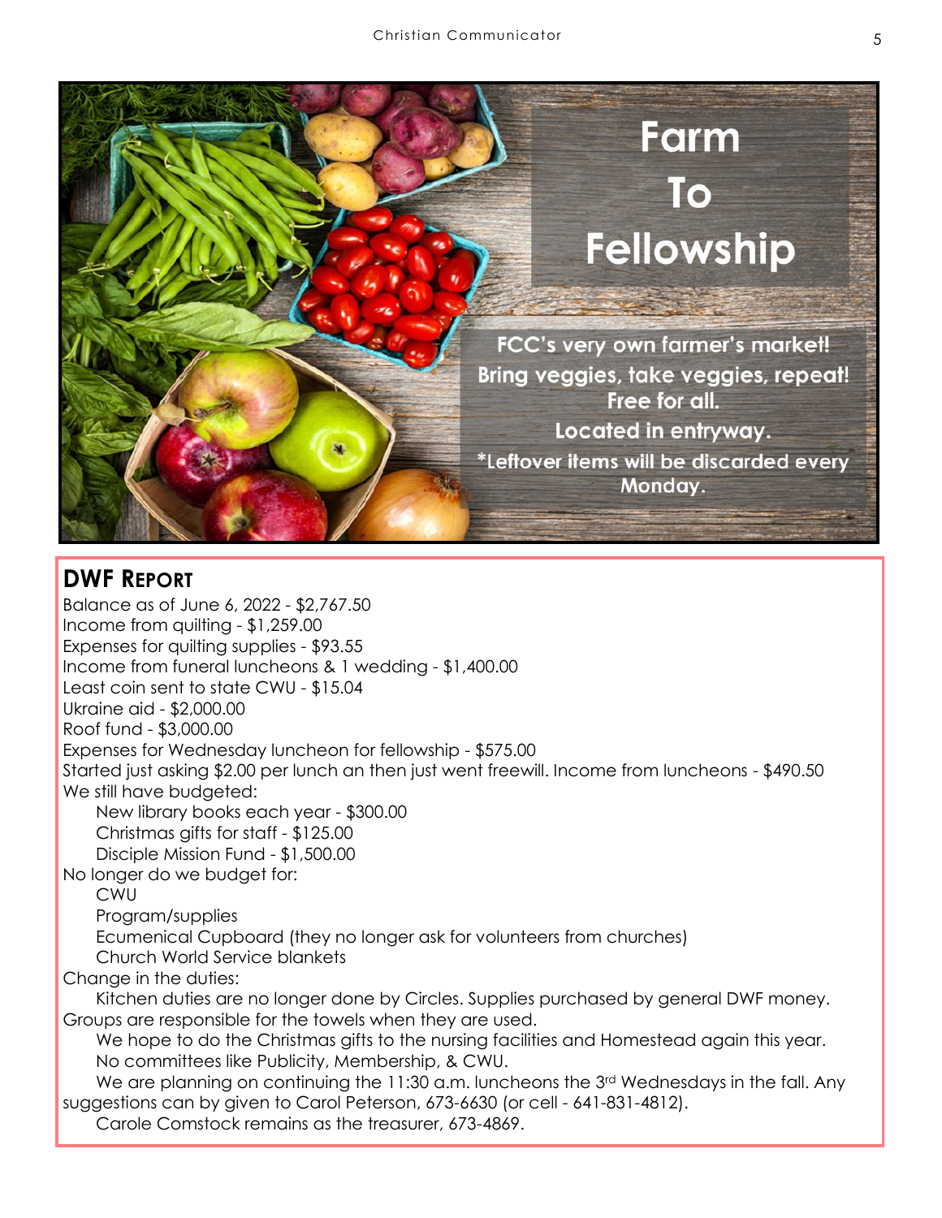# Farm To Fellowship

FCC's very own farmer's market!
Bring veggies, take veggies, repeat!
Free for all.
Located in entryway.
*Leftover items will be discarded every Monday.

## DWF Report

Balance as of June 6, 2022 - $2,767.50
Income from quilting - $1,259.00
Expenses for quilting supplies - $93.55
Income from funeral luncheons & 1 wedding - $1,400.00
Least coin sent to state CWU - $15.04
Ukraine aid - $2,000.00
Roof fund - $3,000.00
Expenses for Wednesday luncheon for fellowship - $575.00
Started just asking $2.00 per lunch an then just went freewill. Income from luncheons - $490.50
We still have budgeted:

- New library books each year - $300.00
- Christmas gifts for staff - $125.00
- Disciple Mission Fund - $1,500.00

No longer do we budget for:

- CWU
- Program/supplies
- Ecumenical Cupboard (they no longer ask for volunteers from churches)
- Church World Service blankets

Change in the duties:

Kitchen duties are no longer done by Circles. Supplies purchased by general DWF money. Groups are responsible for the towels when they are used.

We hope to do the Christmas gifts to the nursing facilities and Homestead again this year.

No committees like Publicity, Membership, & CWU.

We are planning on continuing the 11:30 a.m. luncheons the 3rd Wednesdays in the fall. Any suggestions can by given to Carol Peterson, 673-6630 (or cell - 641-831-4812).

Carole Comstock remains as the treasurer, 673-4869.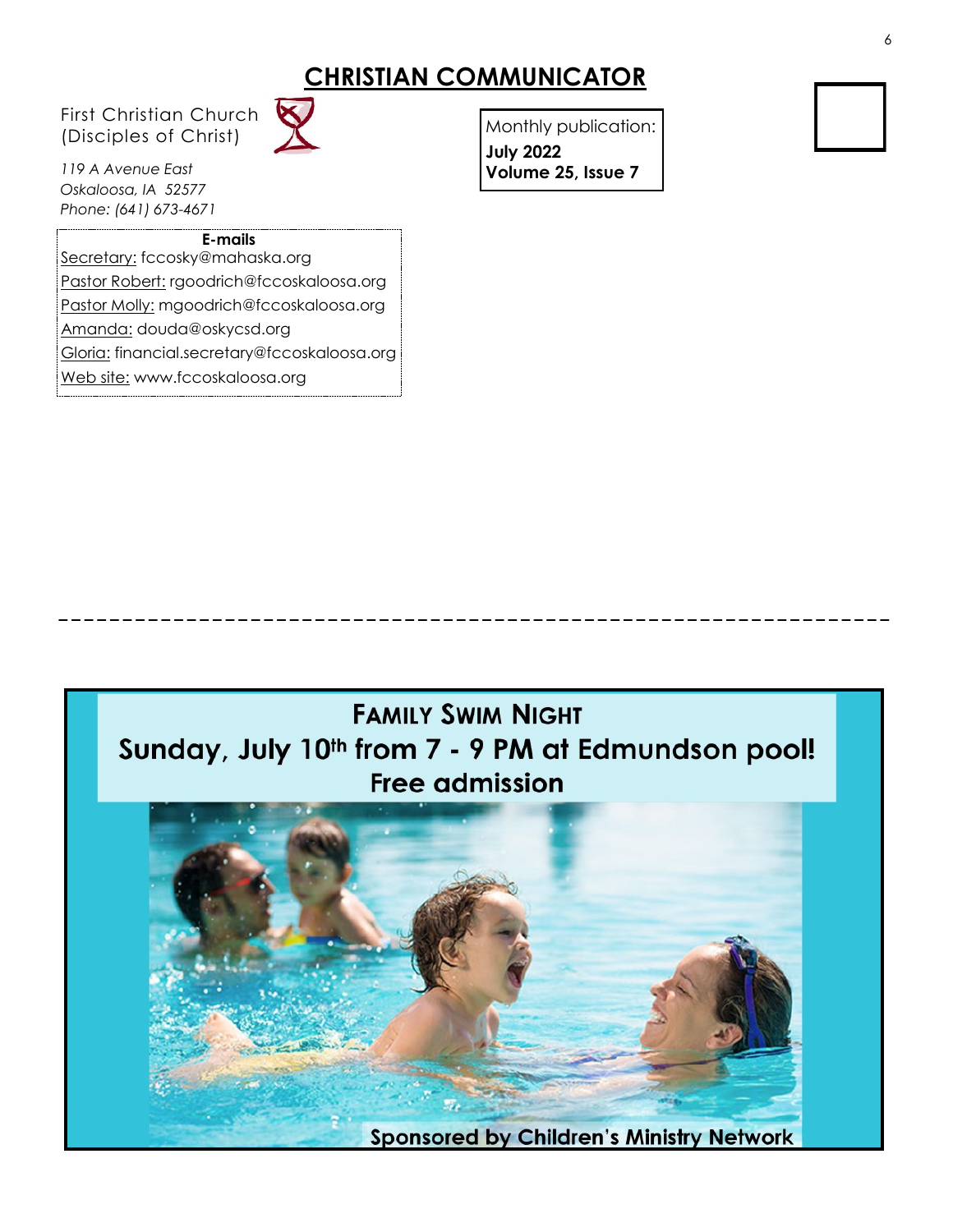# CHRISTIAN COMMUNICATOR

First Christian Church
(Disciples of Christ)

*119 A Avenue East*
*Oskaloosa, IA 52577*
*Phone: (641) 673-4671*

Monthly publication:
**July 2022**
**Volume 25, Issue 7**

**E-mails**

Secretary: fccosky@mahaska.org
Pastor Robert: rgoodrich@fccoskaloosa.org
Pastor Molly: mgoodrich@fccoskaloosa.org
Amanda: douda@oskycsd.org
Gloria: financial.secretary@fccoskaloosa.org
Web site: www.fccoskaloosa.org

---

**FAMILY SWIM NIGHT**
**Sunday, July 10th from 7 - 9 PM at Edmundson pool!**
**Free admission**

**Sponsored by Children's Ministry Network**